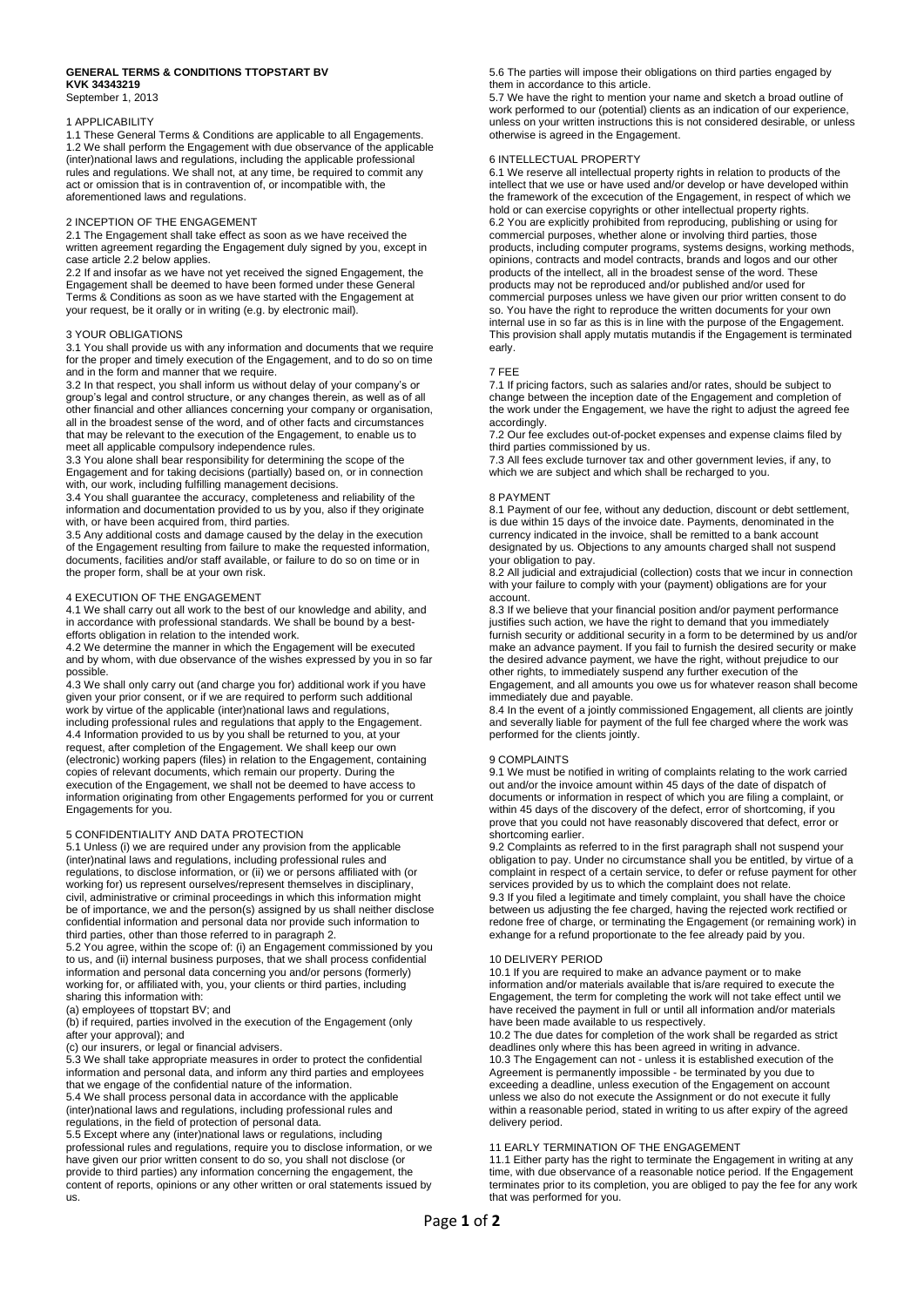**GENERAL TERMS & CONDITIONS TTOPSTART BV**
**KVK 34343219**
September 1, 2013

## 1 APPLICABILITY

1.1 These General Terms & Conditions are applicable to all Engagements.
1.2 We shall perform the Engagement with due observance of the applicable (inter)national laws and regulations, including the applicable professional rules and regulations. We shall not, at any time, be required to commit any act or omission that is in contravention of, or incompatible with, the aforementioned laws and regulations.

## 2 INCEPTION OF THE ENGAGEMENT

2.1 The Engagement shall take effect as soon as we have received the written agreement regarding the Engagement duly signed by you, except in case article 2.2 below applies.
2.2 If and insofar as we have not yet received the signed Engagement, the Engagement shall be deemed to have been formed under these General Terms & Conditions as soon as we have started with the Engagement at your request, be it orally or in writing (e.g. by electronic mail).

## 3 YOUR OBLIGATIONS

3.1 You shall provide us with any information and documents that we require for the proper and timely execution of the Engagement, and to do so on time and in the form and manner that we require.
3.2 In that respect, you shall inform us without delay of your company's or group's legal and control structure, or any changes therein, as well as of all other financial and other alliances concerning your company or organisation, all in the broadest sense of the word, and of other facts and circumstances that may be relevant to the execution of the Engagement, to enable us to meet all applicable compulsory independence rules.
3.3 You alone shall bear responsibility for determining the scope of the Engagement and for taking decisions (partially) based on, or in connection with, our work, including fulfilling management decisions.
3.4 You shall guarantee the accuracy, completeness and reliability of the information and documentation provided to us by you, also if they originate with, or have been acquired from, third parties.
3.5 Any additional costs and damage caused by the delay in the execution of the Engagement resulting from failure to make the requested information, documents, facilities and/or staff available, or failure to do so on time or in the proper form, shall be at your own risk.

## 4 EXECUTION OF THE ENGAGEMENT

4.1 We shall carry out all work to the best of our knowledge and ability, and in accordance with professional standards. We shall be bound by a best-efforts obligation in relation to the intended work.
4.2 We determine the manner in which the Engagement will be executed and by whom, with due observance of the wishes expressed by you in so far possible.
4.3 We shall only carry out (and charge you for) additional work if you have given your prior consent, or if we are required to perform such additional work by virtue of the applicable (inter)national laws and regulations, including professional rules and regulations that apply to the Engagement.
4.4 Information provided to us by you shall be returned to you, at your request, after completion of the Engagement. We shall keep our own (electronic) working papers (files) in relation to the Engagement, containing copies of relevant documents, which remain our property. During the execution of the Engagement, we shall not be deemed to have access to information originating from other Engagements performed for you or current Engagements for you.

## 5 CONFIDENTIALITY AND DATA PROTECTION

5.1 Unless (i) we are required under any provision from the applicable (inter)natinal laws and regulations, including professional rules and regulations, to disclose information, or (ii) we or persons affiliated with (or working for) us represent ourselves/represent themselves in disciplinary, civil, administrative or criminal proceedings in which this information might be of importance, we and the person(s) assigned by us shall neither disclose confidential information and personal data nor provide such information to third parties, other than those referred to in paragraph 2.
5.2 You agree, within the scope of: (i) an Engagement commissioned by you to us, and (ii) internal business purposes, that we shall process confidential information and personal data concerning you and/or persons (formerly) working for, or affiliated with, you, your clients or third parties, including sharing this information with:
(a) employees of ttopstart BV; and
(b) if required, parties involved in the execution of the Engagement (only after your approval); and
(c) our insurers, or legal or financial advisers.
5.3 We shall take appropriate measures in order to protect the confidential information and personal data, and inform any third parties and employees that we engage of the confidential nature of the information.
5.4 We shall process personal data in accordance with the applicable (inter)national laws and regulations, including professional rules and regulations, in the field of protection of personal data.
5.5 Except where any (inter)national laws or regulations, including professional rules and regulations, require you to disclose information, or we have given our prior written consent to do so, you shall not disclose (or provide to third parties) any information concerning the engagement, the content of reports, opinions or any other written or oral statements issued by us.
5.6 The parties will impose their obligations on third parties engaged by them in accordance to this article.
5.7 We have the right to mention your name and sketch a broad outline of work performed to our (potential) clients as an indication of our experience, unless on your written instructions this is not considered desirable, or unless otherwise is agreed in the Engagement.

## 6 INTELLECTUAL PROPERTY

6.1 We reserve all intellectual property rights in relation to products of the intellect that we use or have used and/or develop or have developed within the framework of the execution of the Engagement, in respect of which we hold or can exercise copyrights or other intellectual property rights.
6.2 You are explicitly prohibited from reproducing, publishing or using for commercial purposes, whether alone or involving third parties, those products, including computer programs, systems designs, working methods, opinions, contracts and model contracts, brands and logos and our other products of the intellect, all in the broadest sense of the word. These products may not be reproduced and/or published and/or used for commercial purposes unless we have given our prior written consent to do so. You have the right to reproduce the written documents for your own internal use in so far as this is in line with the purpose of the Engagement. This provision shall apply mutatis mutandis if the Engagement is terminated early.

## 7 FEE

7.1 If pricing factors, such as salaries and/or rates, should be subject to change between the inception date of the Engagement and completion of the work under the Engagement, we have the right to adjust the agreed fee accordingly.
7.2 Our fee excludes out-of-pocket expenses and expense claims filed by third parties commissioned by us.
7.3 All fees exclude turnover tax and other government levies, if any, to which we are subject and which shall be recharged to you.

## 8 PAYMENT

8.1 Payment of our fee, without any deduction, discount or debt settlement, is due within 15 days of the invoice date. Payments, denominated in the currency indicated in the invoice, shall be remitted to a bank account designated by us. Objections to any amounts charged shall not suspend your obligation to pay.
8.2 All judicial and extrajudicial (collection) costs that we incur in connection with your failure to comply with your (payment) obligations are for your account.
8.3 If we believe that your financial position and/or payment performance justifies such action, we have the right to demand that you immediately furnish security or additional security in a form to be determined by us and/or make an advance payment. If you fail to furnish the desired security or make the desired advance payment, we have the right, without prejudice to our other rights, to immediately suspend any further execution of the Engagement, and all amounts you owe us for whatever reason shall become immediately due and payable.
8.4 In the event of a jointly commissioned Engagement, all clients are jointly and severally liable for payment of the full fee charged where the work was performed for the clients jointly.

## 9 COMPLAINTS

9.1 We must be notified in writing of complaints relating to the work carried out and/or the invoice amount within 45 days of the date of dispatch of documents or information in respect of which you are filing a complaint, or within 45 days of the discovery of the defect, error of shortcoming, if you prove that you could not have reasonably discovered that defect, error or shortcoming earlier.
9.2 Complaints as referred to in the first paragraph shall not suspend your obligation to pay. Under no circumstance shall you be entitled, by virtue of a complaint in respect of a certain service, to defer or refuse payment for other services provided by us to which the complaint does not relate.
9.3 If you filed a legitimate and timely complaint, you shall have the choice between us adjusting the fee charged, having the rejected work rectified or redone free of charge, or terminating the Engagement (or remaining work) in exhange for a refund proportionate to the fee already paid by you.

## 10 DELIVERY PERIOD

10.1 If you are required to make an advance payment or to make information and/or materials available that is/are required to execute the Engagement, the term for completing the work will not take effect until we have received the payment in full or until all information and/or materials have been made available to us respectively.
10.2 The due dates for completion of the work shall be regarded as strict deadlines only where this has been agreed in writing in advance.
10.3 The Engagement can not - unless it is established execution of the Agreement is permanently impossible - be terminated by you due to exceeding a deadline, unless execution of the Engagement on account unless we also do not execute the Assignment or do not execute it fully within a reasonable period, stated in writing to us after expiry of the agreed delivery period.

## 11 EARLY TERMINATION OF THE ENGAGEMENT

11.1 Either party has the right to terminate the Engagement in writing at any time, with due observance of a reasonable notice period. If the Engagement terminates prior to its completion, you are obliged to pay the fee for any work that was performed for you.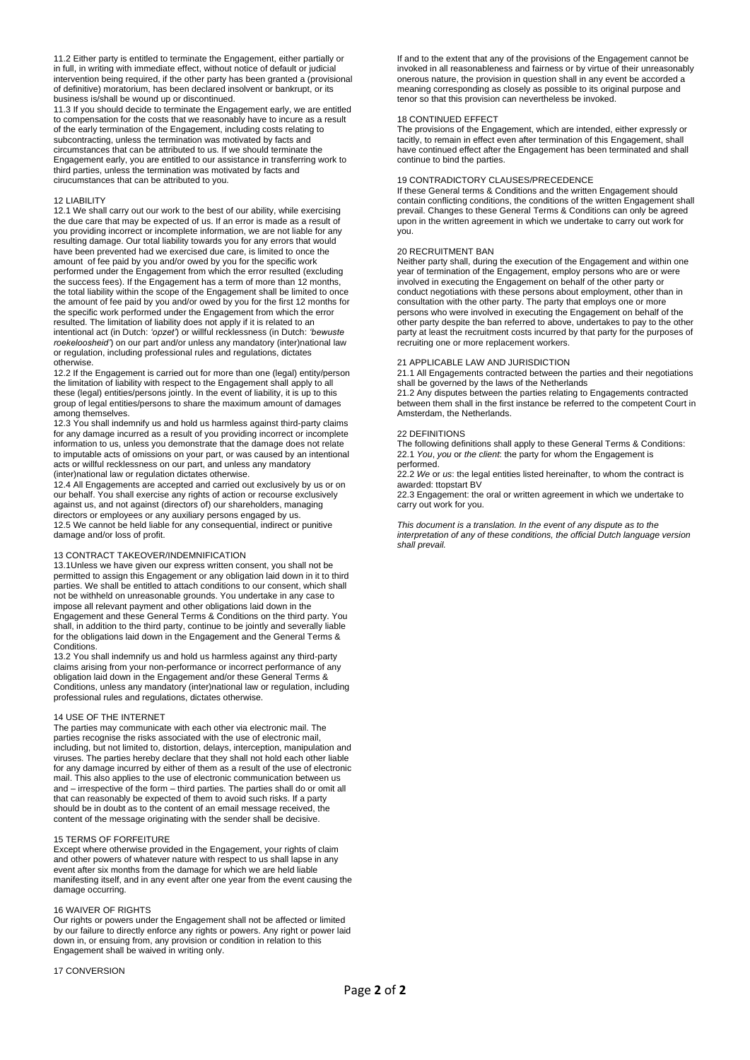11.2 Either party is entitled to terminate the Engagement, either partially or in full, in writing with immediate effect, without notice of default or judicial intervention being required, if the other party has been granted a (provisional of definitive) moratorium, has been declared insolvent or bankrupt, or its business is/shall be wound up or discontinued.

11.3 If you should decide to terminate the Engagement early, we are entitled to compensation for the costs that we reasonably have to incure as a result of the early termination of the Engagement, including costs relating to subcontracting, unless the termination was motivated by facts and circumstances that can be attributed to us. If we should terminate the Engagement early, you are entitled to our assistance in transferring work to third parties, unless the termination was motivated by facts and cirucumstances that can be attributed to you.

## 12 LIABILITY

12.1 We shall carry out our work to the best of our ability, while exercising the due care that may be expected of us. If an error is made as a result of you providing incorrect or incomplete information, we are not liable for any resulting damage. Our total liability towards you for any errors that would have been prevented had we exercised due care, is limited to once the amount of fee paid by you and/or owed by you for the specific work performed under the Engagement from which the error resulted (excluding the success fees). If the Engagement has a term of more than 12 months, the total liability within the scope of the Engagement shall be limited to once the amount of fee paid by you and/or owed by you for the first 12 months for the specific work performed under the Engagement from which the error resulted. The limitation of liability does not apply if it is related to an intentional act (in Dutch: *'opzet'*) or willful recklessness (in Dutch: *'bewuste roekeloosheid'*) on our part and/or unless any mandatory (inter)national law or regulation, including professional rules and regulations, dictates otherwise.

12.2 If the Engagement is carried out for more than one (legal) entity/person the limitation of liability with respect to the Engagement shall apply to all these (legal) entities/persons jointly. In the event of liability, it is up to this group of legal entities/persons to share the maximum amount of damages among themselves.

12.3 You shall indemnify us and hold us harmless against third-party claims for any damage incurred as a result of you providing incorrect or incomplete information to us, unless you demonstrate that the damage does not relate to imputable acts of omissions on your part, or was caused by an intentional acts or willful recklessness on our part, and unless any mandatory (inter)national law or regulation dictates otherwise.

12.4 All Engagements are accepted and carried out exclusively by us or on our behalf. You shall exercise any rights of action or recourse exclusively against us, and not against (directors of) our shareholders, managing directors or employees or any auxiliary persons engaged by us.

12.5 We cannot be held liable for any consequential, indirect or punitive damage and/or loss of profit.

## 13 CONTRACT TAKEOVER/INDEMNIFICATION

13.1Unless we have given our express written consent, you shall not be permitted to assign this Engagement or any obligation laid down in it to third parties. We shall be entitled to attach conditions to our consent, which shall not be withheld on unreasonable grounds. You undertake in any case to impose all relevant payment and other obligations laid down in the Engagement and these General Terms & Conditions on the third party. You shall, in addition to the third party, continue to be jointly and severally liable for the obligations laid down in the Engagement and the General Terms & Conditions.

13.2 You shall indemnify us and hold us harmless against any third-party claims arising from your non-performance or incorrect performance of any obligation laid down in the Engagement and/or these General Terms & Conditions, unless any mandatory (inter)national law or regulation, including professional rules and regulations, dictates otherwise.

## 14 USE OF THE INTERNET

The parties may communicate with each other via electronic mail. The parties recognise the risks associated with the use of electronic mail, including, but not limited to, distortion, delays, interception, manipulation and viruses. The parties hereby declare that they shall not hold each other liable for any damage incurred by either of them as a result of the use of electronic mail. This also applies to the use of electronic communication between us and – irrespective of the form – third parties. The parties shall do or omit all that can reasonably be expected of them to avoid such risks. If a party should be in doubt as to the content of an email message received, the content of the message originating with the sender shall be decisive.

## 15 TERMS OF FORFEITURE

Except where otherwise provided in the Engagement, your rights of claim and other powers of whatever nature with respect to us shall lapse in any event after six months from the damage for which we are held liable manifesting itself, and in any event after one year from the event causing the damage occurring.

## 16 WAIVER OF RIGHTS

Our rights or powers under the Engagement shall not be affected or limited by our failure to directly enforce any rights or powers. Any right or power laid down in, or ensuing from, any provision or condition in relation to this Engagement shall be waived in writing only.

## 17 CONVERSION

If and to the extent that any of the provisions of the Engagement cannot be invoked in all reasonableness and fairness or by virtue of their unreasonably onerous nature, the provision in question shall in any event be accorded a meaning corresponding as closely as possible to its original purpose and tenor so that this provision can nevertheless be invoked.

## 18 CONTINUED EFFECT

The provisions of the Engagement, which are intended, either expressly or tacitly, to remain in effect even after termination of this Engagement, shall have continued effect after the Engagement has been terminated and shall continue to bind the parties.

## 19 CONTRADICTORY CLAUSES/PRECEDENCE

If these General terms & Conditions and the written Engagement should contain conflicting conditions, the conditions of the written Engagement shall prevail. Changes to these General Terms & Conditions can only be agreed upon in the written agreement in which we undertake to carry out work for you.

## 20 RECRUITMENT BAN

Neither party shall, during the execution of the Engagement and within one year of termination of the Engagement, employ persons who are or were involved in executing the Engagement on behalf of the other party or conduct negotiations with these persons about employment, other than in consultation with the other party. The party that employs one or more persons who were involved in executing the Engagement on behalf of the other party despite the ban referred to above, undertakes to pay to the other party at least the recruitment costs incurred by that party for the purposes of recruiting one or more replacement workers.

## 21 APPLICABLE LAW AND JURISDICTION

21.1 All Engagements contracted between the parties and their negotiations shall be governed by the laws of the Netherlands

21.2 Any disputes between the parties relating to Engagements contracted between them shall in the first instance be referred to the competent Court in Amsterdam, the Netherlands.

## 22 DEFINITIONS

The following definitions shall apply to these General Terms & Conditions:

22.1 *You*, *you* or *the client*: the party for whom the Engagement is performed.

22.2 *We* or *us*: the legal entities listed hereinafter, to whom the contract is awarded: ttopstart BV

22.3 Engagement: the oral or written agreement in which we undertake to carry out work for you.

*This document is a translation. In the event of any dispute as to the interpretation of any of these conditions, the official Dutch language version shall prevail.*